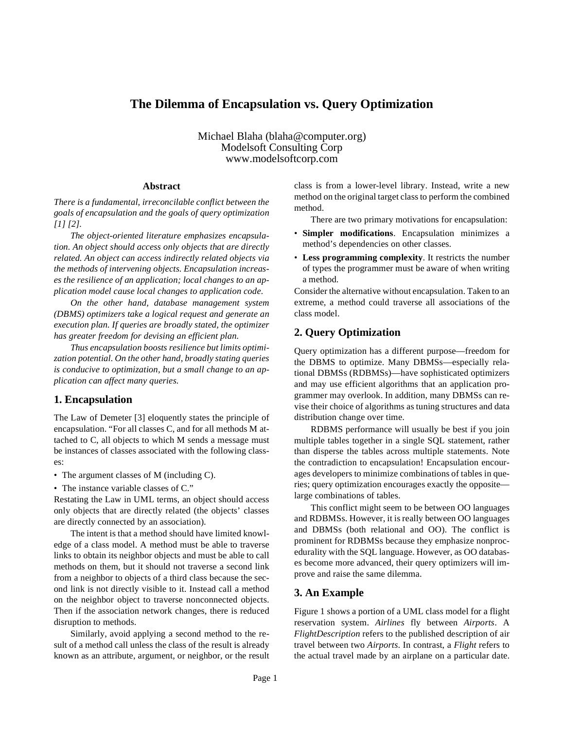# The Dilemma of Encapsulation vs. Query Optimization

Michael Blaha (blaha@computer.org)
Modelsoft Consulting Corp
www.modelsoftcorp.com

### Abstract

*There is a fundamental, irreconcilable conflict between the goals of encapsulation and the goals of query optimization [1] [2].*

*The object-oriented literature emphasizes encapsulation. An object should access only objects that are directly related. An object can access indirectly related objects via the methods of intervening objects. Encapsulation increases the resilience of an application; local changes to an application model cause local changes to application code.*

*On the other hand, database management system (DBMS) optimizers take a logical request and generate an execution plan. If queries are broadly stated, the optimizer has greater freedom for devising an efficient plan.*

*Thus encapsulation boosts resilience but limits optimization potential. On the other hand, broadly stating queries is conducive to optimization, but a small change to an application can affect many queries.*

## 1. Encapsulation

The Law of Demeter [3] eloquently states the principle of encapsulation. "For all classes C, and for all methods M attached to C, all objects to which M sends a message must be instances of classes associated with the following classes:

- The argument classes of M (including C).
- The instance variable classes of C."

Restating the Law in UML terms, an object should access only objects that are directly related (the objects' classes are directly connected by an association).

The intent is that a method should have limited knowledge of a class model. A method must be able to traverse links to obtain its neighbor objects and must be able to call methods on them, but it should not traverse a second link from a neighbor to objects of a third class because the second link is not directly visible to it. Instead call a method on the neighbor object to traverse nonconnected objects. Then if the association network changes, there is reduced disruption to methods.

Similarly, avoid applying a second method to the result of a method call unless the class of the result is already known as an attribute, argument, or neighbor, or the result class is from a lower-level library. Instead, write a new method on the original target class to perform the combined method.

There are two primary motivations for encapsulation:

- **Simpler modifications**. Encapsulation minimizes a method's dependencies on other classes.
- **Less programming complexity**. It restricts the number of types the programmer must be aware of when writing a method.

Consider the alternative without encapsulation. Taken to an extreme, a method could traverse all associations of the class model.

## 2. Query Optimization

Query optimization has a different purpose—freedom for the DBMS to optimize. Many DBMSs—especially relational DBMSs (RDBMSs)—have sophisticated optimizers and may use efficient algorithms that an application programmer may overlook. In addition, many DBMSs can revise their choice of algorithms as tuning structures and data distribution change over time.

RDBMS performance will usually be best if you join multiple tables together in a single SQL statement, rather than disperse the tables across multiple statements. Note the contradiction to encapsulation! Encapsulation encourages developers to minimize combinations of tables in queries; query optimization encourages exactly the opposite—large combinations of tables.

This conflict might seem to be between OO languages and RDBMSs. However, it is really between OO languages and DBMSs (both relational and OO). The conflict is prominent for RDBMSs because they emphasize nonprocedurality with the SQL language. However, as OO databases become more advanced, their query optimizers will improve and raise the same dilemma.

## 3. An Example

Figure 1 shows a portion of a UML class model for a flight reservation system. *Airlines* fly between *Airports*. A *FlightDescription* refers to the published description of air travel between two *Airports*. In contrast, a *Flight* refers to the actual travel made by an airplane on a particular date.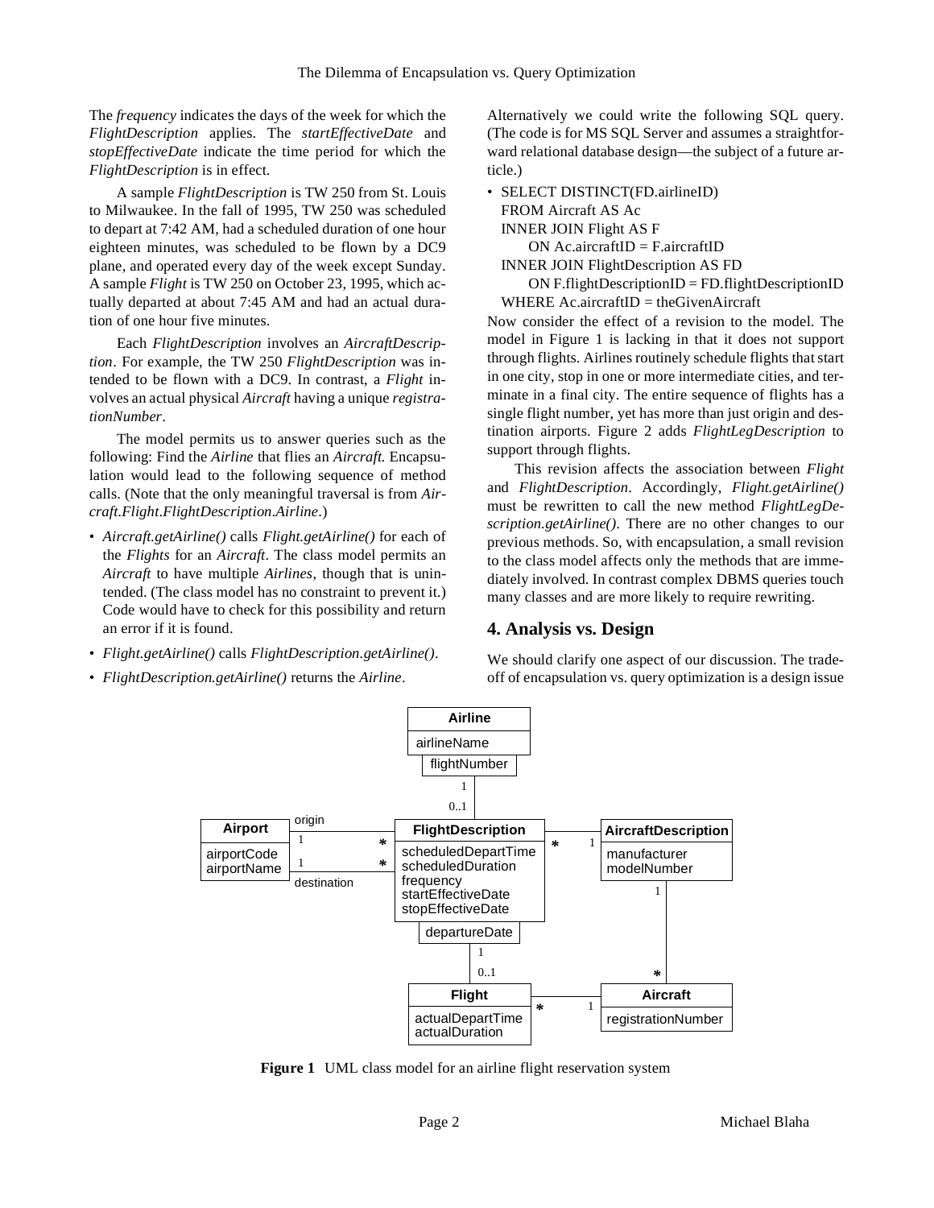The *frequency* indicates the days of the week for which the *FlightDescription* applies. The *startEffectiveDate* and *stopEffectiveDate* indicate the time period for which the *FlightDescription* is in effect.

A sample *FlightDescription* is TW 250 from St. Louis to Milwaukee. In the fall of 1995, TW 250 was scheduled to depart at 7:42 AM, had a scheduled duration of one hour eighteen minutes, was scheduled to be flown by a DC9 plane, and operated every day of the week except Sunday. A sample *Flight* is TW 250 on October 23, 1995, which actually departed at about 7:45 AM and had an actual duration of one hour five minutes.

Each *FlightDescription* involves an *AircraftDescription*. For example, the TW 250 *FlightDescription* was intended to be flown with a DC9. In contrast, a *Flight* involves an actual physical *Aircraft* having a unique *registrationNumber*.

The model permits us to answer queries such as the following: Find the *Airline* that flies an *Aircraft*. Encapsulation would lead to the following sequence of method calls. (Note that the only meaningful traversal is from *Aircraft.Flight.FlightDescription.Airline*.)

- *Aircraft.getAirline()* calls *Flight.getAirline()* for each of the *Flights* for an *Aircraft*. The class model permits an *Aircraft* to have multiple *Airlines*, though that is unintended. (The class model has no constraint to prevent it.) Code would have to check for this possibility and return an error if it is found.
- *Flight.getAirline()* calls *FlightDescription.getAirline()*.
- *FlightDescription.getAirline()* returns the *Airline*.

Alternatively we could write the following SQL query. (The code is for MS SQL Server and assumes a straightforward relational database design—the subject of a future article.)

```
SELECT DISTINCT(FD.airlineID)
FROM Aircraft AS Ac
INNER JOIN Flight AS F
    ON Ac.aircraftID = F.aircraftID
INNER JOIN FlightDescription AS FD
    ON F.flightDescriptionID = FD.flightDescriptionID
WHERE Ac.aircraftID = theGivenAircraft
```

Now consider the effect of a revision to the model. The model in Figure 1 is lacking in that it does not support through flights. Airlines routinely schedule flights that start in one city, stop in one or more intermediate cities, and terminate in a final city. The entire sequence of flights has a single flight number, yet has more than just origin and destination airports. Figure 2 adds *FlightLegDescription* to support through flights.

This revision affects the association between *Flight* and *FlightDescription*. Accordingly, *Flight.getAirline()* must be rewritten to call the new method *FlightLegDescription.getAirline()*. There are no other changes to our previous methods. So, with encapsulation, a small revision to the class model affects only the methods that are immediately involved. In contrast complex DBMS queries touch many classes and are more likely to require rewriting.

## 4. Analysis vs. Design

We should clarify one aspect of our discussion. The trade-off of encapsulation vs. query optimization is a design issue

**Figure 1** UML class model for an airline flight reservation system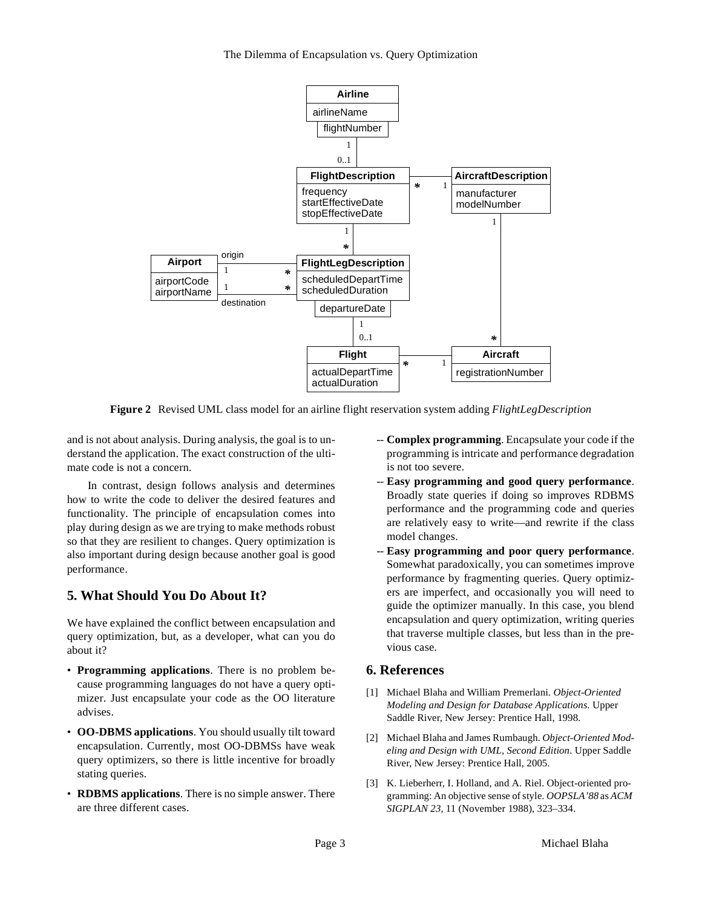Airline
airlineName
flightNumber
1
0..1
FlightDescription
frequency
startEffectiveDate
stopEffectiveDate
*
1
AircraftDescription
manufacturer
modelNumber
1
1
*
Airport
airportCode
airportName
origin
1
*
1
*
destination
FlightLegDescription
scheduledDepartTime
scheduledDuration
departureDate
1
0..1
*
Flight
actualDepartTime
actualDuration
*
1
Aircraft
registrationNumber

**Figure 2** Revised UML class model for an airline flight reservation system adding *FlightLegDescription*

and is not about analysis. During analysis, the goal is to understand the application. The exact construction of the ultimate code is not a concern.

In contrast, design follows analysis and determines how to write the code to deliver the desired features and functionality. The principle of encapsulation comes into play during design as we are trying to make methods robust so that they are resilient to changes. Query optimization is also important during design because another goal is good performance.

## 5. What Should You Do About It?

We have explained the conflict between encapsulation and query optimization, but, as a developer, what can you do about it?

- **Programming applications**. There is no problem because programming languages do not have a query optimizer. Just encapsulate your code as the OO literature advises.
- **OO-DBMS applications**. You should usually tilt toward encapsulation. Currently, most OO-DBMSs have weak query optimizers, so there is little incentive for broadly stating queries.
- **RDBMS applications**. There is no simple answer. There are three different cases.
  - **Complex programming**. Encapsulate your code if the programming is intricate and performance degradation is not too severe.
  - **Easy programming and good query performance**. Broadly state queries if doing so improves RDBMS performance and the programming code and queries are relatively easy to write—and rewrite if the class model changes.
  - **Easy programming and poor query performance**. Somewhat paradoxically, you can sometimes improve performance by fragmenting queries. Query optimizers are imperfect, and occasionally you will need to guide the optimizer manually. In this case, you blend encapsulation and query optimization, writing queries that traverse multiple classes, but less than in the previous case.

## 6. References

[1] Michael Blaha and William Premerlani. *Object-Oriented Modeling and Design for Database Applications.* Upper Saddle River, New Jersey: Prentice Hall, 1998.

[2] Michael Blaha and James Rumbaugh. *Object-Oriented Modeling and Design with UML, Second Edition*. Upper Saddle River, New Jersey: Prentice Hall, 2005.

[3] K. Lieberherr, I. Holland, and A. Riel. Object-oriented programming: An objective sense of style. *OOPSLA'88* as *ACM SIGPLAN 23*, 11 (November 1988), 323–334.